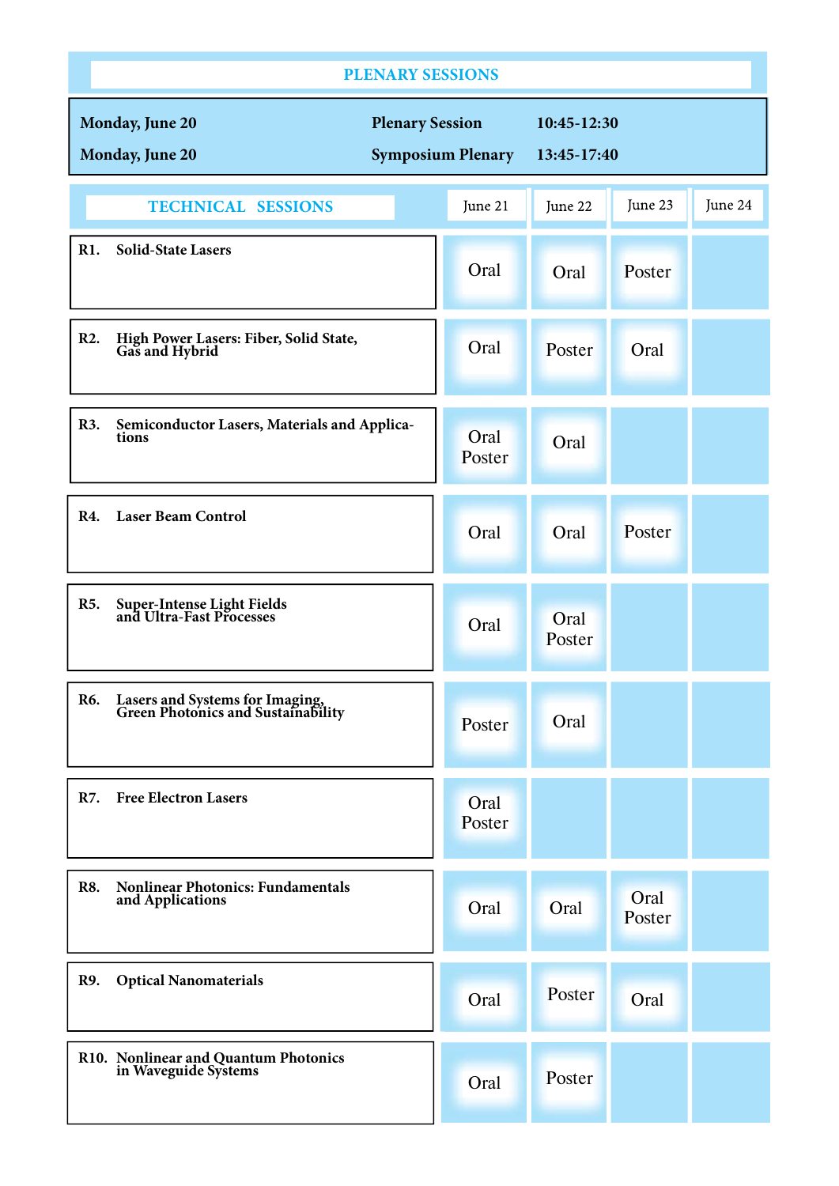## PLENARY SESSIONS

| | | |
|---|---|---|
| **Monday, June 20** | **Plenary Session** | **10:45-12:30** |
| **Monday, June 20** | **Symposium Plenary** | **13:45-17:40** |

## TECHNICAL SESSIONS

| | June 21 | June 22 | June 23 | June 24 |
|---|---|---|---|---|
| **R1. Solid-State Lasers** | Oral | Oral | Poster | |
| **R2. High Power Lasers: Fiber, Solid State, Gas and Hybrid** | Oral | Poster | Oral | |
| **R3. Semiconductor Lasers, Materials and Applications** | Oral Poster | Oral | | |
| **R4. Laser Beam Control** | Oral | Oral | Poster | |
| **R5. Super-Intense Light Fields and Ultra-Fast Processes** | Oral | Oral Poster | | |
| **R6. Lasers and Systems for Imaging, Green Photonics and Sustainability** | Poster | Oral | | |
| **R7. Free Electron Lasers** | Oral Poster | | | |
| **R8. Nonlinear Photonics: Fundamentals and Applications** | Oral | Oral | Oral Poster | |
| **R9. Optical Nanomaterials** | Oral | Poster | Oral | |
| **R10. Nonlinear and Quantum Photonics in Waveguide Systems** | Oral | Poster | | |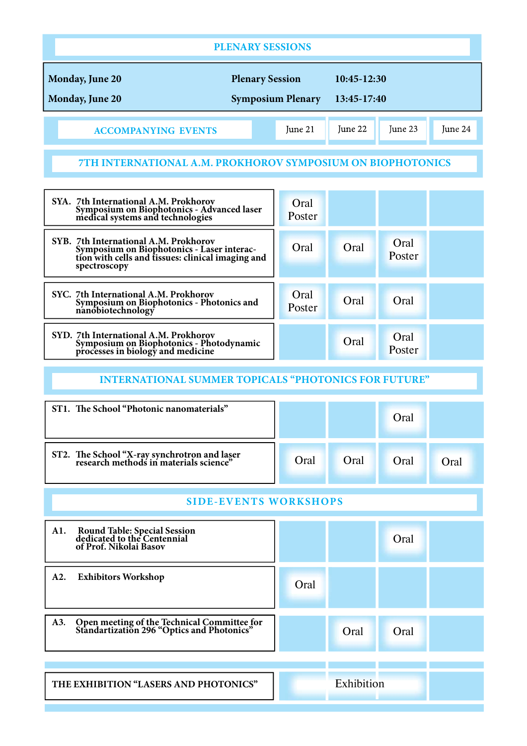## PLENARY SESSIONS

| | | |
|---|---|---|
| Monday, June 20 | Plenary Session | 10:45-12:30 |
| Monday, June 20 | Symposium Plenary | 13:45-17:40 |

| ACCOMPANYING EVENTS | June 21 | June 22 | June 23 | June 24 |
|---|---|---|---|---|
| **7TH INTERNATIONAL A.M. PROKHOROV SYMPOSIUM ON BIOPHOTONICS** | | | | |
| **SYA.** 7th International A.M. Prokhorov Symposium on Biophotonics - Advanced laser medical systems and technologies | Oral Poster | | | |
| **SYB.** 7th International A.M. Prokhorov Symposium on Biophotonics - Laser interaction with cells and tissues: clinical imaging and spectroscopy | Oral | Oral | Oral Poster | |
| **SYC.** 7th International A.M. Prokhorov Symposium on Biophotonics - Photonics and nanobiotechnology | Oral Poster | Oral | Oral | |
| **SYD.** 7th International A.M. Prokhorov Symposium on Biophotonics - Photodynamic processes in biology and medicine | | Oral | Oral Poster | |
| **INTERNATIONAL SUMMER TOPICALS "PHOTONICS FOR FUTURE"** | | | | |
| **ST1.** The School "Photonic nanomaterials" | | | Oral | |
| **ST2.** The School "X-ray synchrotron and laser research methods in materials science" | Oral | Oral | Oral | Oral |
| **SIDE-EVENTS WORKSHOPS** | | | | |
| **A1.** Round Table: Special Session dedicated to the Centennial of Prof. Nikolai Basov | | | Oral | |
| **A2.** Exhibitors Workshop | Oral | | | |
| **A3.** Open meeting of the Technical Committee for Standartization 296 "Optics and Photonics" | | Oral | Oral | |
| **THE EXHIBITION "LASERS AND PHOTONICS"** | Exhibition | Exhibition | Exhibition | |